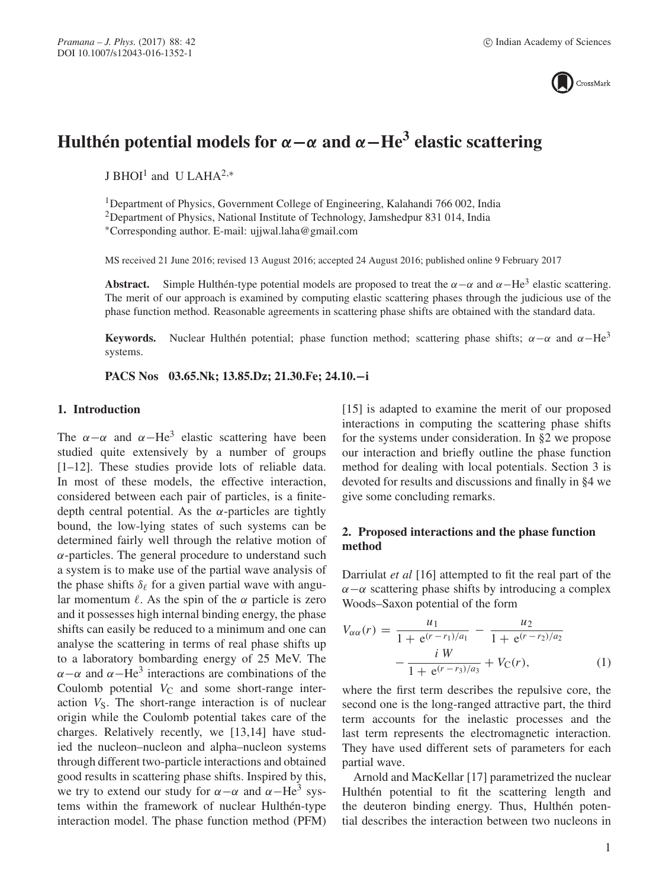# Hulthén potential models for $\alpha-\alpha$ and $\alpha-\mathrm{He}^3$ elastic scattering

J BHOI[1] and U LAHA[2,*]

[1]Department of Physics, Government College of Engineering, Kalahandi 766 002, India
[2]Department of Physics, National Institute of Technology, Jamshedpur 831 014, India
*Corresponding author. E-mail: ujjwal.laha@gmail.com

MS received 21 June 2016; revised 13 August 2016; accepted 24 August 2016; published online 9 February 2017

**Abstract.** Simple Hulthén-type potential models are proposed to treat the $\alpha-\alpha$ and $\alpha-\mathrm{He}^3$ elastic scattering. The merit of our approach is examined by computing elastic scattering phases through the judicious use of the phase function method. Reasonable agreements in scattering phase shifts are obtained with the standard data.

**Keywords.** Nuclear Hulthén potential; phase function method; scattering phase shifts; $\alpha-\alpha$ and $\alpha-\mathrm{He}^3$ systems.

**PACS Nos 03.65.Nk; 13.85.Dz; 21.30.Fe; 24.10.−i**

## 1. Introduction

The $\alpha-\alpha$ and $\alpha-\mathrm{He}^3$ elastic scattering have been studied quite extensively by a number of groups [1–12]. These studies provide lots of reliable data. In most of these models, the effective interaction, considered between each pair of particles, is a finite-depth central potential. As the $\alpha$-particles are tightly bound, the low-lying states of such systems can be determined fairly well through the relative motion of $\alpha$-particles. The general procedure to understand such a system is to make use of the partial wave analysis of the phase shifts $\delta_\ell$ for a given partial wave with angular momentum $\ell$. As the spin of the $\alpha$ particle is zero and it possesses high internal binding energy, the phase shifts can easily be reduced to a minimum and one can analyse the scattering in terms of real phase shifts up to a laboratory bombarding energy of 25 MeV. The $\alpha-\alpha$ and $\alpha-\mathrm{He}^3$ interactions are combinations of the Coulomb potential $V_\mathrm{C}$ and some short-range interaction $V_\mathrm{S}$. The short-range interaction is of nuclear origin while the Coulomb potential takes care of the charges. Relatively recently, we [13,14] have studied the nucleon–nucleon and alpha–nucleon systems through different two-particle interactions and obtained good results in scattering phase shifts. Inspired by this, we try to extend our study for $\alpha-\alpha$ and $\alpha-\mathrm{He}^3$ systems within the framework of nuclear Hulthén-type interaction model. The phase function method (PFM) [15] is adapted to examine the merit of our proposed interactions in computing the scattering phase shifts for the systems under consideration. In §2 we propose our interaction and briefly outline the phase function method for dealing with local potentials. Section 3 is devoted for results and discussions and finally in §4 we give some concluding remarks.

## 2. Proposed interactions and the phase function method

Darriulat *et al* [16] attempted to fit the real part of the $\alpha-\alpha$ scattering phase shifts by introducing a complex Woods–Saxon potential of the form

$$V_{\alpha\alpha}(r) = \frac{u_1}{1+\mathrm{e}^{(r-r_1)/a_1}} - \frac{u_2}{1+\mathrm{e}^{(r-r_2)/a_2}} - \frac{i\,W}{1+\mathrm{e}^{(r-r_3)/a_3}} + V_\mathrm{C}(r), \qquad (1)$$

where the first term describes the repulsive core, the second one is the long-ranged attractive part, the third term accounts for the inelastic processes and the last term represents the electromagnetic interaction. They have used different sets of parameters for each partial wave.

Arnold and MacKellar [17] parametrized the nuclear Hulthén potential to fit the scattering length and the deuteron binding energy. Thus, Hulthén potential describes the interaction between two nucleons in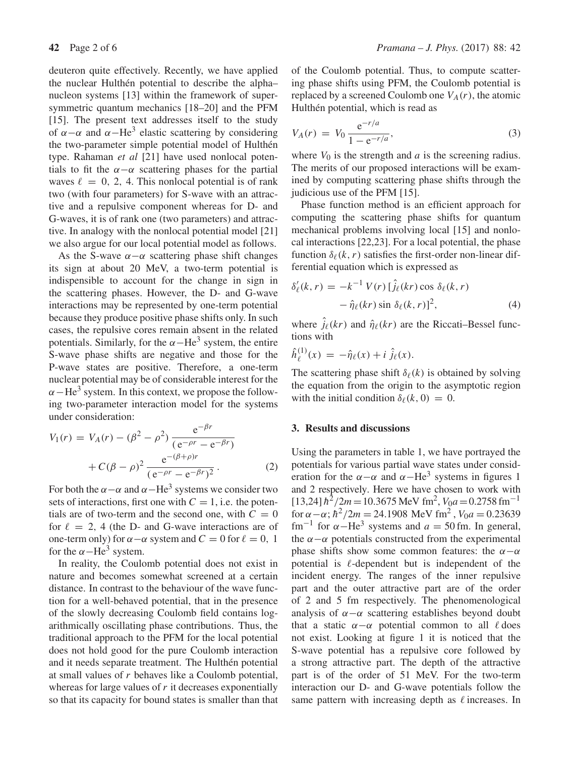deuteron quite effectively. Recently, we have applied the nuclear Hulthén potential to describe the alpha–nucleon systems [13] within the framework of supersymmetric quantum mechanics [18–20] and the PFM [15]. The present text addresses itself to the study of $\alpha-\alpha$ and $\alpha-\mathrm{He}^3$ elastic scattering by considering the two-parameter simple potential model of Hulthén type. Rahaman *et al* [21] have used nonlocal potentials to fit the $\alpha-\alpha$ scattering phases for the partial waves $\ell = 0, 2, 4$. This nonlocal potential is of rank two (with four parameters) for S-wave with an attractive and a repulsive component whereas for D- and G-waves, it is of rank one (two parameters) and attractive. In analogy with the nonlocal potential model [21] we also argue for our local potential model as follows.

As the S-wave $\alpha-\alpha$ scattering phase shift changes its sign at about 20 MeV, a two-term potential is indispensible to account for the change in sign in the scattering phases. However, the D- and G-wave interactions may be represented by one-term potential because they produce positive phase shifts only. In such cases, the repulsive cores remain absent in the related potentials. Similarly, for the $\alpha-\mathrm{He}^3$ system, the entire S-wave phase shifts are negative and those for the P-wave states are positive. Therefore, a one-term nuclear potential may be of considerable interest for the $\alpha-\mathrm{He}^3$ system. In this context, we propose the following two-parameter interaction model for the systems under consideration:

$$V_1(r) = V_A(r) - (\beta^2 - \rho^2)\,\frac{\mathrm{e}^{-\beta r}}{(\mathrm{e}^{-\rho r} - \mathrm{e}^{-\beta r})} + C(\beta - \rho)^2\,\frac{\mathrm{e}^{-(\beta+\rho)r}}{(\mathrm{e}^{-\rho r} - \mathrm{e}^{-\beta r})^2}\,. \tag{2}$$

For both the $\alpha-\alpha$ and $\alpha-\mathrm{He}^3$ systems we consider two sets of interactions, first one with $C = 1$, i.e. the potentials are of two-term and the second one, with $C = 0$ for $\ell = 2, 4$ (the D- and G-wave interactions are of one-term only) for $\alpha-\alpha$ system and $C = 0$ for $\ell = 0, 1$ for the $\alpha-\mathrm{He}^3$ system.

In reality, the Coulomb potential does not exist in nature and becomes somewhat screened at a certain distance. In contrast to the behaviour of the wave function for a well-behaved potential, that in the presence of the slowly decreasing Coulomb field contains logarithmically oscillating phase contributions. Thus, the traditional approach to the PFM for the local potential does not hold good for the pure Coulomb interaction and it needs separate treatment. The Hulthén potential at small values of $r$ behaves like a Coulomb potential, whereas for large values of $r$ it decreases exponentially so that its capacity for bound states is smaller than that of the Coulomb potential. Thus, to compute scattering phase shifts using PFM, the Coulomb potential is replaced by a screened Coulomb one $V_A(r)$, the atomic Hulthén potential, which is read as

$$V_A(r) = V_0\,\frac{\mathrm{e}^{-r/a}}{1 - \mathrm{e}^{-r/a}}, \tag{3}$$

where $V_0$ is the strength and $a$ is the screening radius. The merits of our proposed interactions will be examined by computing scattering phase shifts through the judicious use of the PFM [15].

Phase function method is an efficient approach for computing the scattering phase shifts for quantum mechanical problems involving local [15] and nonlocal interactions [22,23]. For a local potential, the phase function $\delta_\ell(k, r)$ satisfies the first-order non-linear differential equation which is expressed as

$$\delta'_\ell(k, r) = -k^{-1}\, V(r)\,[\hat{j}_\ell(kr)\cos\,\delta_\ell(k, r) - \hat{\eta}_\ell(kr)\sin\,\delta_\ell(k, r)]^2, \tag{4}$$

where $\hat{j}_\ell(kr)$ and $\hat{\eta}_\ell(kr)$ are the Riccati–Bessel functions with

$$\hat{h}^{(1)}_\ell(x) = -\hat{\eta}_\ell(x) + i\,\hat{j}_\ell(x).$$

The scattering phase shift $\delta_\ell(k)$ is obtained by solving the equation from the origin to the asymptotic region with the initial condition $\delta_\ell(k, 0) = 0$.

### 3. Results and discussions

Using the parameters in table 1, we have portrayed the potentials for various partial wave states under consideration for the $\alpha-\alpha$ and $\alpha-\mathrm{He}^3$ systems in figures 1 and 2 respectively. Here we have chosen to work with [13,24] $\hbar^2/2m = 10.3675$ MeV fm$^2$, $V_0 a = 0.2758$ fm$^{-1}$ for $\alpha-\alpha$; $\hbar^2/2m = 24.1908$ MeV fm$^2$, $V_0 a = 0.23639$ fm$^{-1}$ for $\alpha-\mathrm{He}^3$ systems and $a = 50$ fm. In general, the $\alpha-\alpha$ potentials constructed from the experimental phase shifts show some common features: the $\alpha-\alpha$ potential is $\ell$-dependent but is independent of the incident energy. The ranges of the inner repulsive part and the outer attractive part are of the order of 2 and 5 fm respectively. The phenomenological analysis of $\alpha-\alpha$ scattering establishes beyond doubt that a static $\alpha-\alpha$ potential common to all $\ell$ does not exist. Looking at figure 1 it is noticed that the S-wave potential has a repulsive core followed by a strong attractive part. The depth of the attractive part is of the order of 51 MeV. For the two-term interaction our D- and G-wave potentials follow the same pattern with increasing depth as $\ell$ increases. In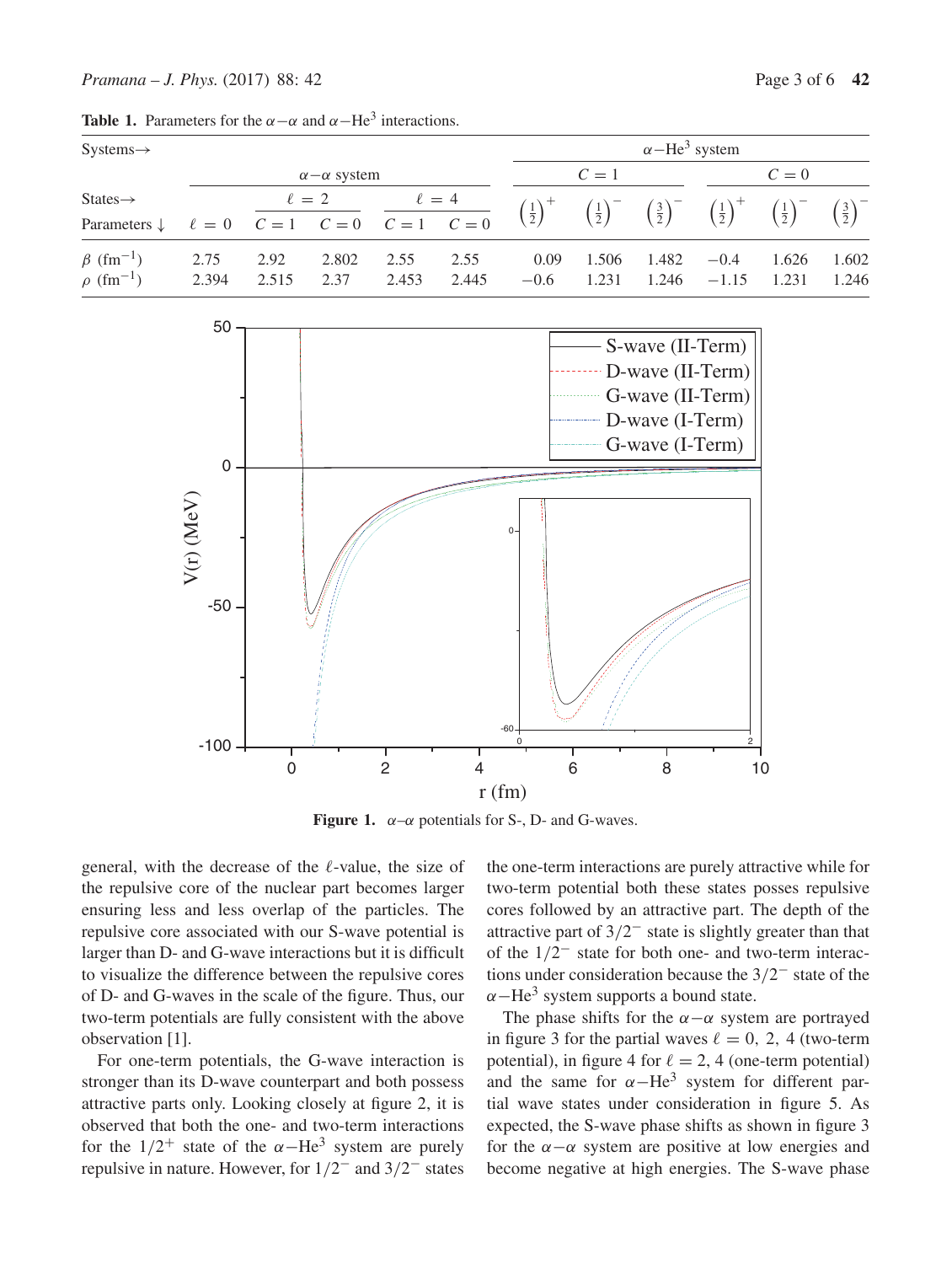**Table 1.** Parameters for the $\alpha-\alpha$ and $\alpha-He^3$ interactions.

| Systems→ | $\alpha-\alpha$ system | | | | | $\alpha-He^3$ system | | | | | |
|---|---|---|---|---|---|---|---|---|---|---|---|
| | | | | | | $C = 1$ | | | $C = 0$ | | |
| States→ | | $\ell = 2$ | | $\ell = 4$ | | | | | | | |
| Parameters ↓ | $\ell = 0$ | $C = 1$ | $C = 0$ | $C = 1$ | $C = 0$ | $\left(\frac{1}{2}\right)^+$ | $\left(\frac{1}{2}\right)^-$ | $\left(\frac{3}{2}\right)^-$ | $\left(\frac{1}{2}\right)^+$ | $\left(\frac{1}{2}\right)^-$ | $\left(\frac{3}{2}\right)^-$ |
| $\beta$ (fm$^{-1}$) | 2.75 | 2.92 | 2.802 | 2.55 | 2.55 | 0.09 | 1.506 | 1.482 | −0.4 | 1.626 | 1.602 |
| $\rho$ (fm$^{-1}$) | 2.394 | 2.515 | 2.37 | 2.453 | 2.445 | −0.6 | 1.231 | 1.246 | −1.15 | 1.231 | 1.246 |

**Figure 1.** $\alpha$–$\alpha$ potentials for S-, D- and G-waves.

general, with the decrease of the $\ell$-value, the size of the repulsive core of the nuclear part becomes larger ensuring less and less overlap of the particles. The repulsive core associated with our S-wave potential is larger than D- and G-wave interactions but it is difficult to visualize the difference between the repulsive cores of D- and G-waves in the scale of the figure. Thus, our two-term potentials are fully consistent with the above observation [1].

For one-term potentials, the G-wave interaction is stronger than its D-wave counterpart and both possess attractive parts only. Looking closely at figure 2, it is observed that both the one- and two-term interactions for the $1/2^+$ state of the $\alpha-He^3$ system are purely repulsive in nature. However, for $1/2^-$ and $3/2^-$ states the one-term interactions are purely attractive while for two-term potential both these states posses repulsive cores followed by an attractive part. The depth of the attractive part of $3/2^-$ state is slightly greater than that of the $1/2^-$ state for both one- and two-term interactions under consideration because the $3/2^-$ state of the $\alpha-He^3$ system supports a bound state.

The phase shifts for the $\alpha-\alpha$ system are portrayed in figure 3 for the partial waves $\ell = 0,\ 2,\ 4$ (two-term potential), in figure 4 for $\ell = 2, 4$ (one-term potential) and the same for $\alpha-He^3$ system for different partial wave states under consideration in figure 5. As expected, the S-wave phase shifts as shown in figure 3 for the $\alpha-\alpha$ system are positive at low energies and become negative at high energies. The S-wave phase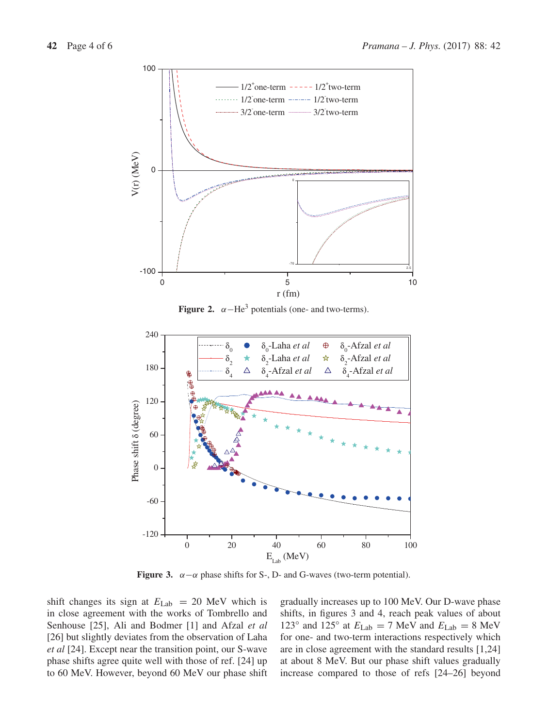**Figure 2.** $\alpha-He^3$ potentials (one- and two-terms).

**Figure 3.** $\alpha-\alpha$ phase shifts for S-, D- and G-waves (two-term potential).

shift changes its sign at $E_{Lab} = 20$ MeV which is in close agreement with the works of Tombrello and Senhouse [25], Ali and Bodmer [1] and Afzal *et al* [26] but slightly deviates from the observation of Laha *et al* [24]. Except near the transition point, our S-wave phase shifts agree quite well with those of ref. [24] up to 60 MeV. However, beyond 60 MeV our phase shift gradually increases up to 100 MeV. Our D-wave phase shifts, in figures 3 and 4, reach peak values of about 123° and 125° at $E_{Lab} = 7$ MeV and $E_{Lab} = 8$ MeV for one- and two-term interactions respectively which are in close agreement with the standard results [1,24] at about 8 MeV. But our phase shift values gradually increase compared to those of refs [24–26] beyond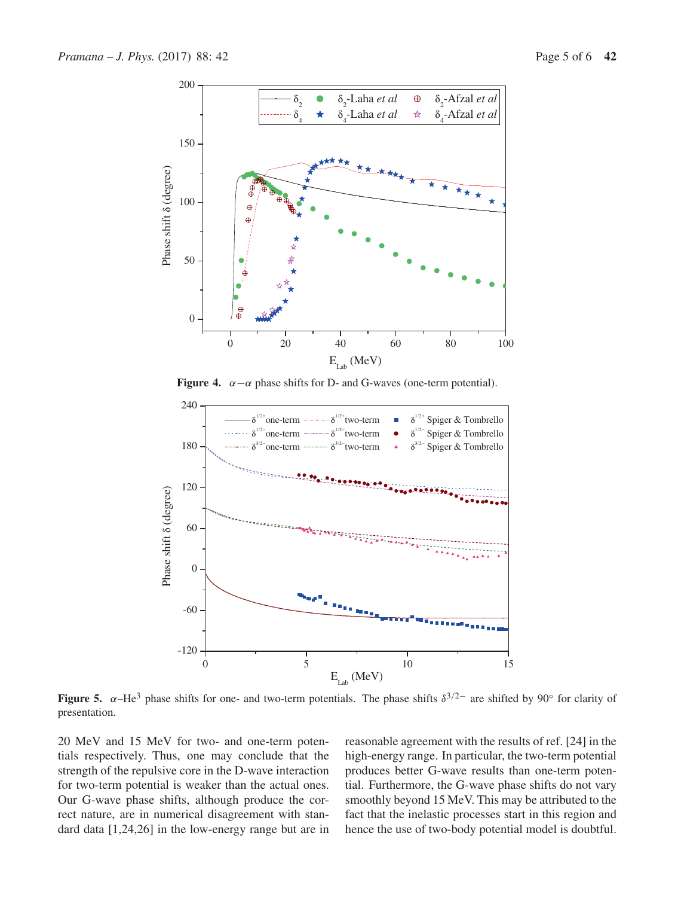**Figure 4.** $\alpha-\alpha$ phase shifts for D- and G-waves (one-term potential).

**Figure 5.** $\alpha$–$He^3$ phase shifts for one- and two-term potentials. The phase shifts $\delta^{3/2-}$ are shifted by 90° for clarity of presentation.

20 MeV and 15 MeV for two- and one-term potentials respectively. Thus, one may conclude that the strength of the repulsive core in the D-wave interaction for two-term potential is weaker than the actual ones. Our G-wave phase shifts, although produce the correct nature, are in numerical disagreement with standard data [1,24,26] in the low-energy range but are in reasonable agreement with the results of ref. [24] in the high-energy range. In particular, the two-term potential produces better G-wave results than one-term potential. Furthermore, the G-wave phase shifts do not vary smoothly beyond 15 MeV. This may be attributed to the fact that the inelastic processes start in this region and hence the use of two-body potential model is doubtful.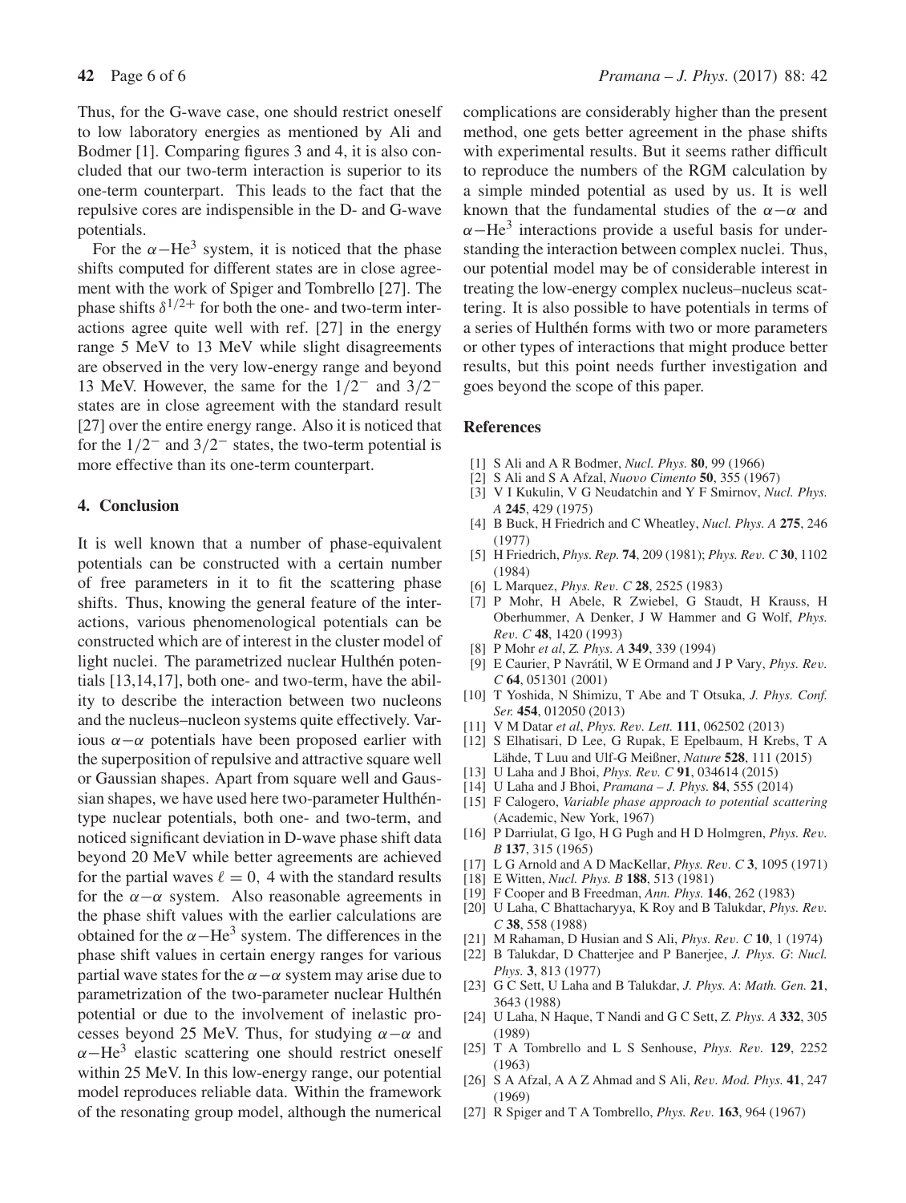Thus, for the G-wave case, one should restrict oneself to low laboratory energies as mentioned by Ali and Bodmer [1]. Comparing figures 3 and 4, it is also concluded that our two-term interaction is superior to its one-term counterpart. This leads to the fact that the repulsive cores are indispensible in the D- and G-wave potentials.

For the $\alpha-\mathrm{He}^3$ system, it is noticed that the phase shifts computed for different states are in close agreement with the work of Spiger and Tombrello [27]. The phase shifts $\delta^{1/2+}$ for both the one- and two-term interactions agree quite well with ref. [27] in the energy range 5 MeV to 13 MeV while slight disagreements are observed in the very low-energy range and beyond 13 MeV. However, the same for the $1/2^-$ and $3/2^-$ states are in close agreement with the standard result [27] over the entire energy range. Also it is noticed that for the $1/2^-$ and $3/2^-$ states, the two-term potential is more effective than its one-term counterpart.

## 4. Conclusion

It is well known that a number of phase-equivalent potentials can be constructed with a certain number of free parameters in it to fit the scattering phase shifts. Thus, knowing the general feature of the interactions, various phenomenological potentials can be constructed which are of interest in the cluster model of light nuclei. The parametrized nuclear Hulthén potentials [13,14,17], both one- and two-term, have the ability to describe the interaction between two nucleons and the nucleus–nucleon systems quite effectively. Various $\alpha-\alpha$ potentials have been proposed earlier with the superposition of repulsive and attractive square well or Gaussian shapes. Apart from square well and Gaussian shapes, we have used here two-parameter Hulthén-type nuclear potentials, both one- and two-term, and noticed significant deviation in D-wave phase shift data beyond 20 MeV while better agreements are achieved for the partial waves $\ell = 0,\ 4$ with the standard results for the $\alpha-\alpha$ system. Also reasonable agreements in the phase shift values with the earlier calculations are obtained for the $\alpha-\mathrm{He}^3$ system. The differences in the phase shift values in certain energy ranges for various partial wave states for the $\alpha-\alpha$ system may arise due to parametrization of the two-parameter nuclear Hulthén potential or due to the involvement of inelastic processes beyond 25 MeV. Thus, for studying $\alpha-\alpha$ and $\alpha-\mathrm{He}^3$ elastic scattering one should restrict oneself within 25 MeV. In this low-energy range, our potential model reproduces reliable data. Within the framework of the resonating group model, although the numerical complications are considerably higher than the present method, one gets better agreement in the phase shifts with experimental results. But it seems rather difficult to reproduce the numbers of the RGM calculation by a simple minded potential as used by us. It is well known that the fundamental studies of the $\alpha-\alpha$ and $\alpha-\mathrm{He}^3$ interactions provide a useful basis for understanding the interaction between complex nuclei. Thus, our potential model may be of considerable interest in treating the low-energy complex nucleus–nucleus scattering. It is also possible to have potentials in terms of a series of Hulthén forms with two or more parameters or other types of interactions that might produce better results, but this point needs further investigation and goes beyond the scope of this paper.

## References

[1] S Ali and A R Bodmer, *Nucl. Phys.* **80**, 99 (1966)
[2] S Ali and S A Afzal, *Nuovo Cimento* **50**, 355 (1967)
[3] V I Kukulin, V G Neudatchin and Y F Smirnov, *Nucl. Phys. A* **245**, 429 (1975)
[4] B Buck, H Friedrich and C Wheatley, *Nucl. Phys. A* **275**, 246 (1977)
[5] H Friedrich, *Phys. Rep.* **74**, 209 (1981); *Phys. Rev. C* **30**, 1102 (1984)
[6] L Marquez, *Phys. Rev. C* **28**, 2525 (1983)
[7] P Mohr, H Abele, R Zwiebel, G Staudt, H Krauss, H Oberhummer, A Denker, J W Hammer and G Wolf, *Phys. Rev. C* **48**, 1420 (1993)
[8] P Mohr *et al*, *Z. Phys. A* **349**, 339 (1994)
[9] E Caurier, P Navrátil, W E Ormand and J P Vary, *Phys. Rev. C* **64**, 051301 (2001)
[10] T Yoshida, N Shimizu, T Abe and T Otsuka, *J. Phys. Conf. Ser.* **454**, 012050 (2013)
[11] V M Datar *et al*, *Phys. Rev. Lett.* **111**, 062502 (2013)
[12] S Elhatisari, D Lee, G Rupak, E Epelbaum, H Krebs, T A Lähde, T Luu and Ulf-G Meißner, *Nature* **528**, 111 (2015)
[13] U Laha and J Bhoi, *Phys. Rev. C* **91**, 034614 (2015)
[14] U Laha and J Bhoi, *Pramana – J. Phys.* **84**, 555 (2014)
[15] F Calogero, *Variable phase approach to potential scattering* (Academic, New York, 1967)
[16] P Darriulat, G Igo, H G Pugh and H D Holmgren, *Phys. Rev. B* **137**, 315 (1965)
[17] L G Arnold and A D MacKellar, *Phys. Rev. C* **3**, 1095 (1971)
[18] E Witten, *Nucl. Phys. B* **188**, 513 (1981)
[19] F Cooper and B Freedman, *Ann. Phys.* **146**, 262 (1983)
[20] U Laha, C Bhattacharyya, K Roy and B Talukdar, *Phys. Rev. C* **38**, 558 (1988)
[21] M Rahaman, D Husian and S Ali, *Phys. Rev. C* **10**, 1 (1974)
[22] B Talukdar, D Chatterjee and P Banerjee, *J. Phys. G: Nucl. Phys.* **3**, 813 (1977)
[23] G C Sett, U Laha and B Talukdar, *J. Phys. A: Math. Gen.* **21**, 3643 (1988)
[24] U Laha, N Haque, T Nandi and G C Sett, *Z. Phys. A* **332**, 305 (1989)
[25] T A Tombrello and L S Senhouse, *Phys. Rev.* **129**, 2252 (1963)
[26] S A Afzal, A A Z Ahmad and S Ali, *Rev. Mod. Phys.* **41**, 247 (1969)
[27] R Spiger and T A Tombrello, *Phys. Rev.* **163**, 964 (1967)